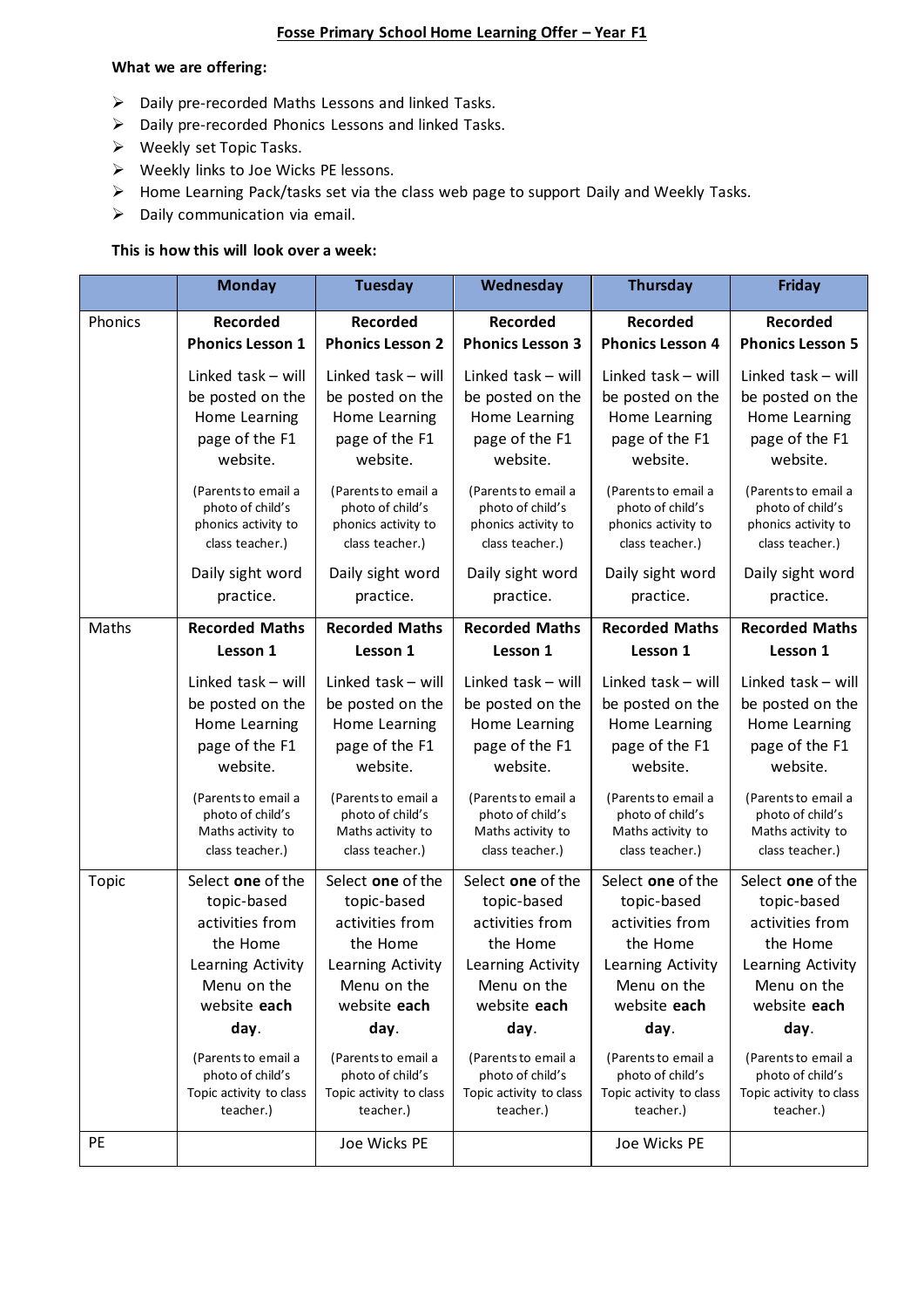# Fosse Primary School Home Learning Offer – Year F1

**What we are offering:**

- Daily pre-recorded Maths Lessons and linked Tasks.
- Daily pre-recorded Phonics Lessons and linked Tasks.
- Weekly set Topic Tasks.
- Weekly links to Joe Wicks PE lessons.
- Home Learning Pack/tasks set via the class web page to support Daily and Weekly Tasks.
- Daily communication via email.

**This is how this will look over a week:**

| | Monday | Tuesday | Wednesday | Thursday | Friday |
|---|---|---|---|---|---|
| Phonics | **Recorded Phonics Lesson 1**<br><br>Linked task – will be posted on the Home Learning page of the F1 website.<br><br>(Parents to email a photo of child's phonics activity to class teacher.)<br><br>Daily sight word practice. | **Recorded Phonics Lesson 2**<br><br>Linked task – will be posted on the Home Learning page of the F1 website.<br><br>(Parents to email a photo of child's phonics activity to class teacher.)<br><br>Daily sight word practice. | **Recorded Phonics Lesson 3**<br><br>Linked task – will be posted on the Home Learning page of the F1 website.<br><br>(Parents to email a photo of child's phonics activity to class teacher.)<br><br>Daily sight word practice. | **Recorded Phonics Lesson 4**<br><br>Linked task – will be posted on the Home Learning page of the F1 website.<br><br>(Parents to email a photo of child's phonics activity to class teacher.)<br><br>Daily sight word practice. | **Recorded Phonics Lesson 5**<br><br>Linked task – will be posted on the Home Learning page of the F1 website.<br><br>(Parents to email a photo of child's phonics activity to class teacher.)<br><br>Daily sight word practice. |
| Maths | **Recorded Maths Lesson 1**<br><br>Linked task – will be posted on the Home Learning page of the F1 website.<br><br>(Parents to email a photo of child's Maths activity to class teacher.) | **Recorded Maths Lesson 1**<br><br>Linked task – will be posted on the Home Learning page of the F1 website.<br><br>(Parents to email a photo of child's Maths activity to class teacher.) | **Recorded Maths Lesson 1**<br><br>Linked task – will be posted on the Home Learning page of the F1 website.<br><br>(Parents to email a photo of child's Maths activity to class teacher.) | **Recorded Maths Lesson 1**<br><br>Linked task – will be posted on the Home Learning page of the F1 website.<br><br>(Parents to email a photo of child's Maths activity to class teacher.) | **Recorded Maths Lesson 1**<br><br>Linked task – will be posted on the Home Learning page of the F1 website.<br><br>(Parents to email a photo of child's Maths activity to class teacher.) |
| Topic | Select **one** of the topic-based activities from the Home Learning Activity Menu on the website **each day**.<br><br>(Parents to email a photo of child's Topic activity to class teacher.) | Select **one** of the topic-based activities from the Home Learning Activity Menu on the website **each day**.<br><br>(Parents to email a photo of child's Topic activity to class teacher.) | Select **one** of the topic-based activities from the Home Learning Activity Menu on the website **each day**.<br><br>(Parents to email a photo of child's Topic activity to class teacher.) | Select **one** of the topic-based activities from the Home Learning Activity Menu on the website **each day**.<br><br>(Parents to email a photo of child's Topic activity to class teacher.) | Select **one** of the topic-based activities from the Home Learning Activity Menu on the website **each day**.<br><br>(Parents to email a photo of child's Topic activity to class teacher.) |
| PE | | Joe Wicks PE | | Joe Wicks PE | |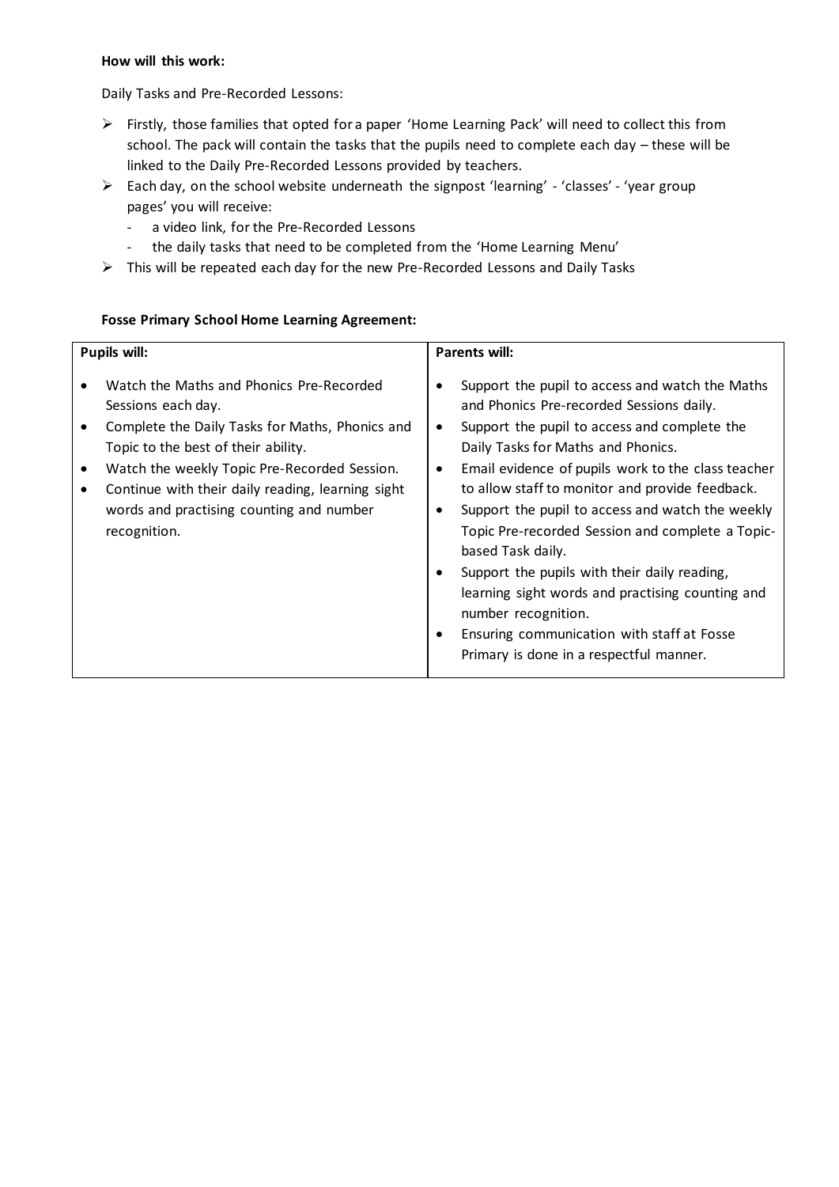**How will this work:**

Daily Tasks and Pre-Recorded Lessons:

- Firstly, those families that opted for a paper 'Home Learning Pack' will need to collect this from school. The pack will contain the tasks that the pupils need to complete each day – these will be linked to the Daily Pre-Recorded Lessons provided by teachers.
- Each day, on the school website underneath the signpost 'learning' - 'classes' - 'year group pages' you will receive:
  - a video link, for the Pre-Recorded Lessons
  - the daily tasks that need to be completed from the 'Home Learning Menu'
- This will be repeated each day for the new Pre-Recorded Lessons and Daily Tasks

**Fosse Primary School Home Learning Agreement:**

| **Pupils will:** | **Parents will:** |
|---|---|
| • Watch the Maths and Phonics Pre-Recorded Sessions each day.<br>• Complete the Daily Tasks for Maths, Phonics and Topic to the best of their ability.<br>• Watch the weekly Topic Pre-Recorded Session.<br>• Continue with their daily reading, learning sight words and practising counting and number recognition. | • Support the pupil to access and watch the Maths and Phonics Pre-recorded Sessions daily.<br>• Support the pupil to access and complete the Daily Tasks for Maths and Phonics.<br>• Email evidence of pupils work to the class teacher to allow staff to monitor and provide feedback.<br>• Support the pupil to access and watch the weekly Topic Pre-recorded Session and complete a Topic-based Task daily.<br>• Support the pupils with their daily reading, learning sight words and practising counting and number recognition.<br>• Ensuring communication with staff at Fosse Primary is done in a respectful manner. |